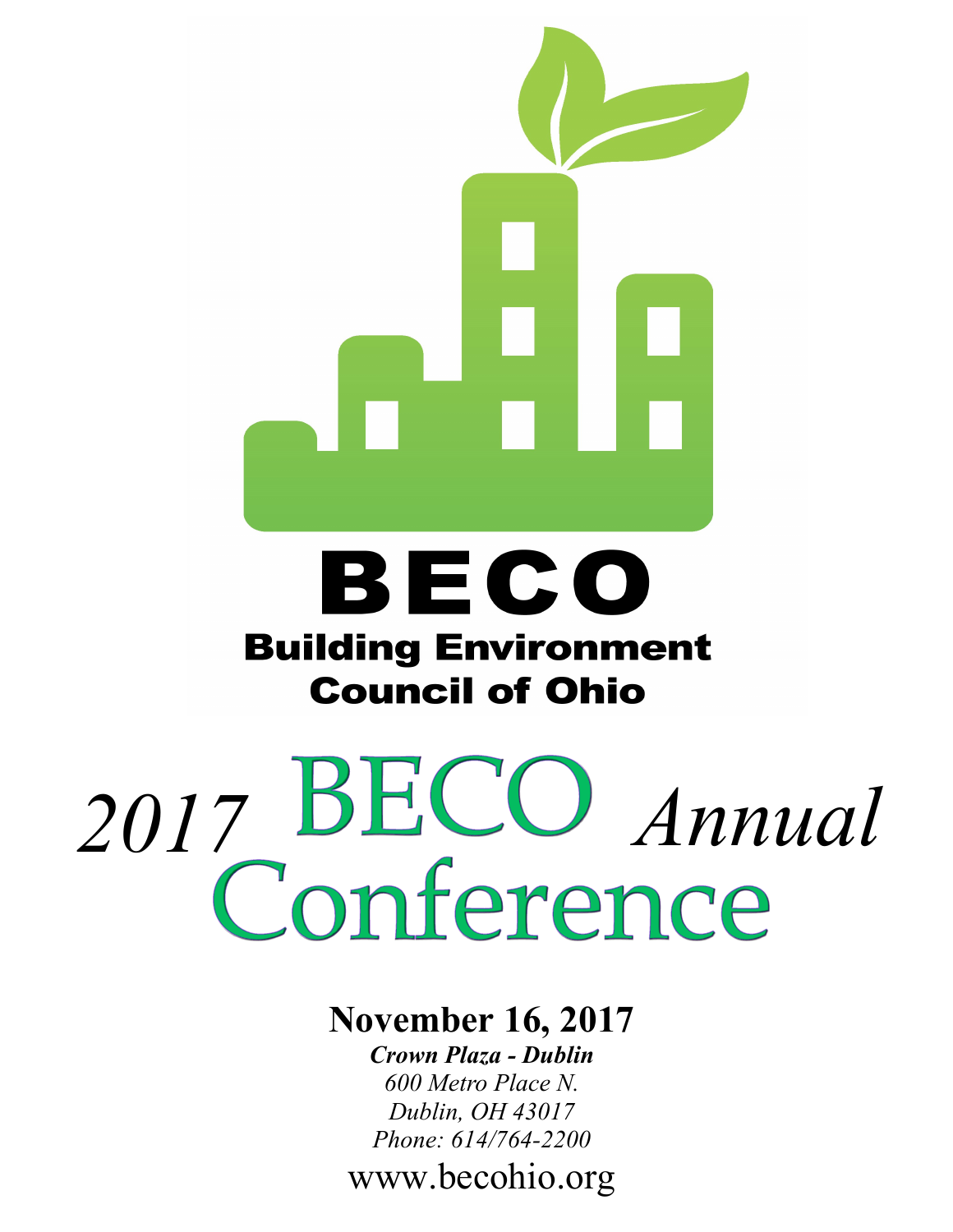# BECO

**Building Environment Council of Ohio**

# *2017* BECO *Annual* Conference

**November 16, 2017**

***Crown Plaza - Dublin***

*600 Metro Place N.*

*Dublin, OH 43017*

*Phone: 614/764-2200*

www.becohio.org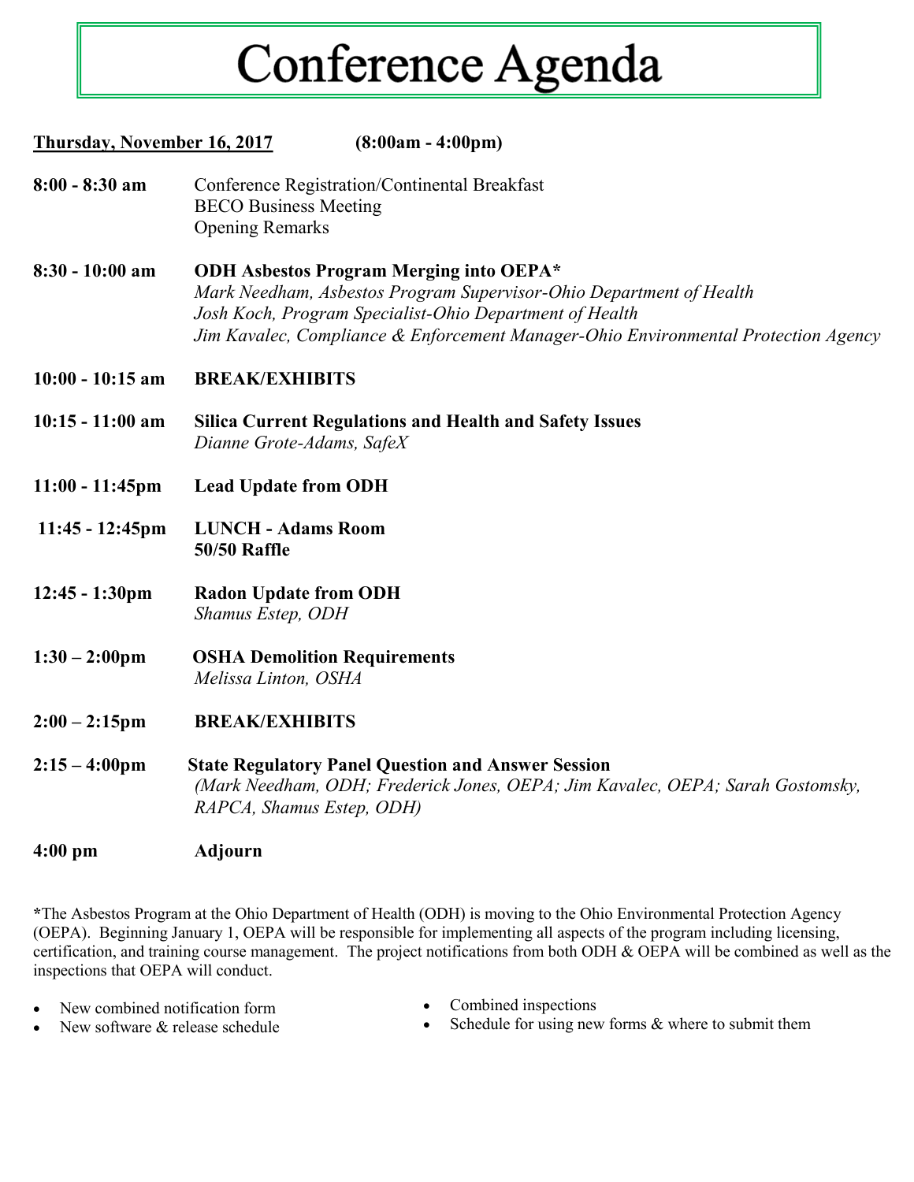# Conference Agenda

**Thursday, November 16, 2017** **(8:00am - 4:00pm)**

**8:00 - 8:30 am**
Conference Registration/Continental Breakfast
BECO Business Meeting
Opening Remarks

**8:30 - 10:00 am**
**ODH Asbestos Program Merging into OEPA***
*Mark Needham, Asbestos Program Supervisor-Ohio Department of Health*
*Josh Koch, Program Specialist-Ohio Department of Health*
*Jim Kavalec, Compliance & Enforcement Manager-Ohio Environmental Protection Agency*

**10:00 - 10:15 am**
**BREAK/EXHIBITS**

**10:15 - 11:00 am**
**Silica Current Regulations and Health and Safety Issues**
*Dianne Grote-Adams, SafeX*

**11:00 - 11:45pm**
**Lead Update from ODH**

**11:45 - 12:45pm**
**LUNCH - Adams Room**
**50/50 Raffle**

**12:45 - 1:30pm**
**Radon Update from ODH**
*Shamus Estep, ODH*

**1:30 – 2:00pm**
**OSHA Demolition Requirements**
*Melissa Linton, OSHA*

**2:00 – 2:15pm**
**BREAK/EXHIBITS**

**2:15 – 4:00pm**
**State Regulatory Panel Question and Answer Session**
*(Mark Needham, ODH; Frederick Jones, OEPA; Jim Kavalec, OEPA; Sarah Gostomsky, RAPCA, Shamus Estep, ODH)*

**4:00 pm**
**Adjourn**

***The Asbestos Program at the Ohio Department of Health (ODH) is moving to the Ohio Environmental Protection Agency (OEPA). Beginning January 1, OEPA will be responsible for implementing all aspects of the program including licensing, certification, and training course management. The project notifications from both ODH & OEPA will be combined as well as the inspections that OEPA will conduct.

- New combined notification form
- New software & release schedule
- Combined inspections
- Schedule for using new forms & where to submit them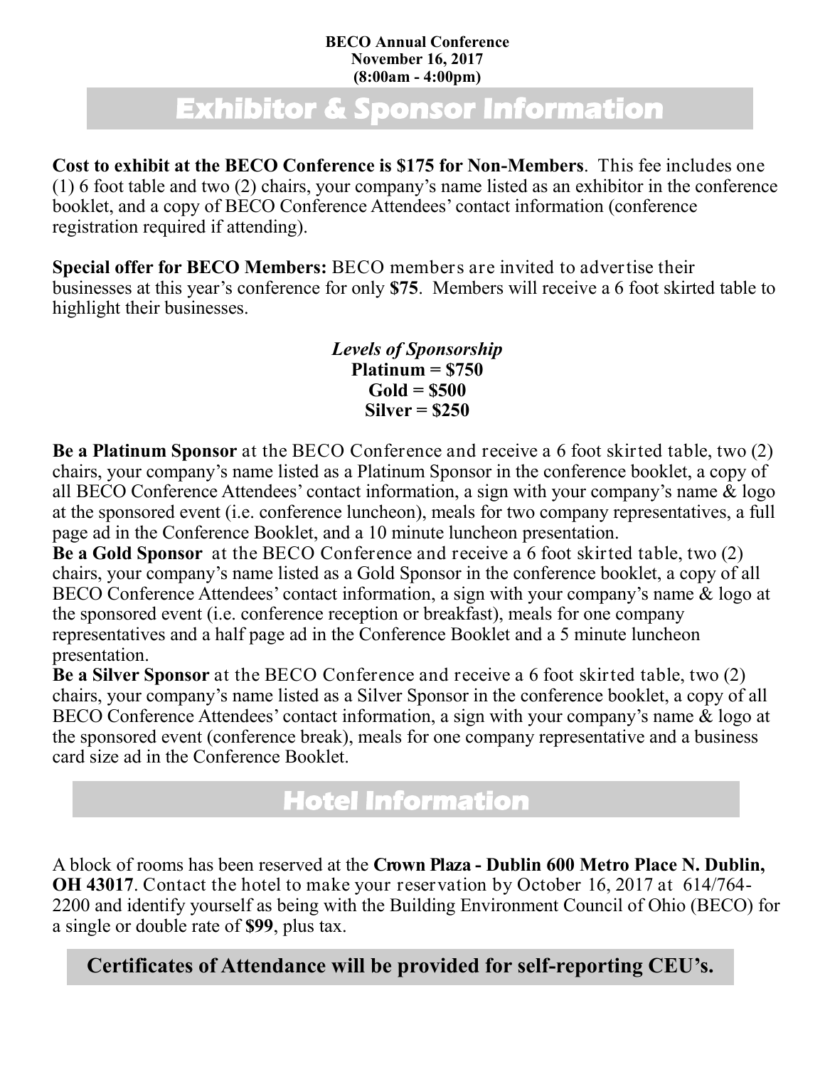**BECO Annual Conference**
**November 16, 2017**
**(8:00am - 4:00pm)**

# Exhibitor & Sponsor Information

**Cost to exhibit at the BECO Conference is $175 for Non-Members**. This fee includes one (1) 6 foot table and two (2) chairs, your company's name listed as an exhibitor in the conference booklet, and a copy of BECO Conference Attendees' contact information (conference registration required if attending).

**Special offer for BECO Members:** BECO members are invited to advertise their businesses at this year's conference for only **$75**. Members will receive a 6 foot skirted table to highlight their businesses.

***Levels of Sponsorship***
**Platinum = $750**
**Gold = $500**
**Silver = $250**

**Be a Platinum Sponsor** at the BECO Conference and receive a 6 foot skirted table, two (2) chairs, your company's name listed as a Platinum Sponsor in the conference booklet, a copy of all BECO Conference Attendees' contact information, a sign with your company's name & logo at the sponsored event (i.e. conference luncheon), meals for two company representatives, a full page ad in the Conference Booklet, and a 10 minute luncheon presentation.

**Be a Gold Sponsor** at the BECO Conference and receive a 6 foot skirted table, two (2) chairs, your company's name listed as a Gold Sponsor in the conference booklet, a copy of all BECO Conference Attendees' contact information, a sign with your company's name & logo at the sponsored event (i.e. conference reception or breakfast), meals for one company representatives and a half page ad in the Conference Booklet and a 5 minute luncheon presentation.

**Be a Silver Sponsor** at the BECO Conference and receive a 6 foot skirted table, two (2) chairs, your company's name listed as a Silver Sponsor in the conference booklet, a copy of all BECO Conference Attendees' contact information, a sign with your company's name & logo at the sponsored event (conference break), meals for one company representative and a business card size ad in the Conference Booklet.

# Hotel Information

A block of rooms has been reserved at the **Crown Plaza - Dublin 600 Metro Place N. Dublin, OH 43017**. Contact the hotel to make your reservation by October 16, 2017 at 614/764-2200 and identify yourself as being with the Building Environment Council of Ohio (BECO) for a single or double rate of **$99**, plus tax.

## Certificates of Attendance will be provided for self-reporting CEU's.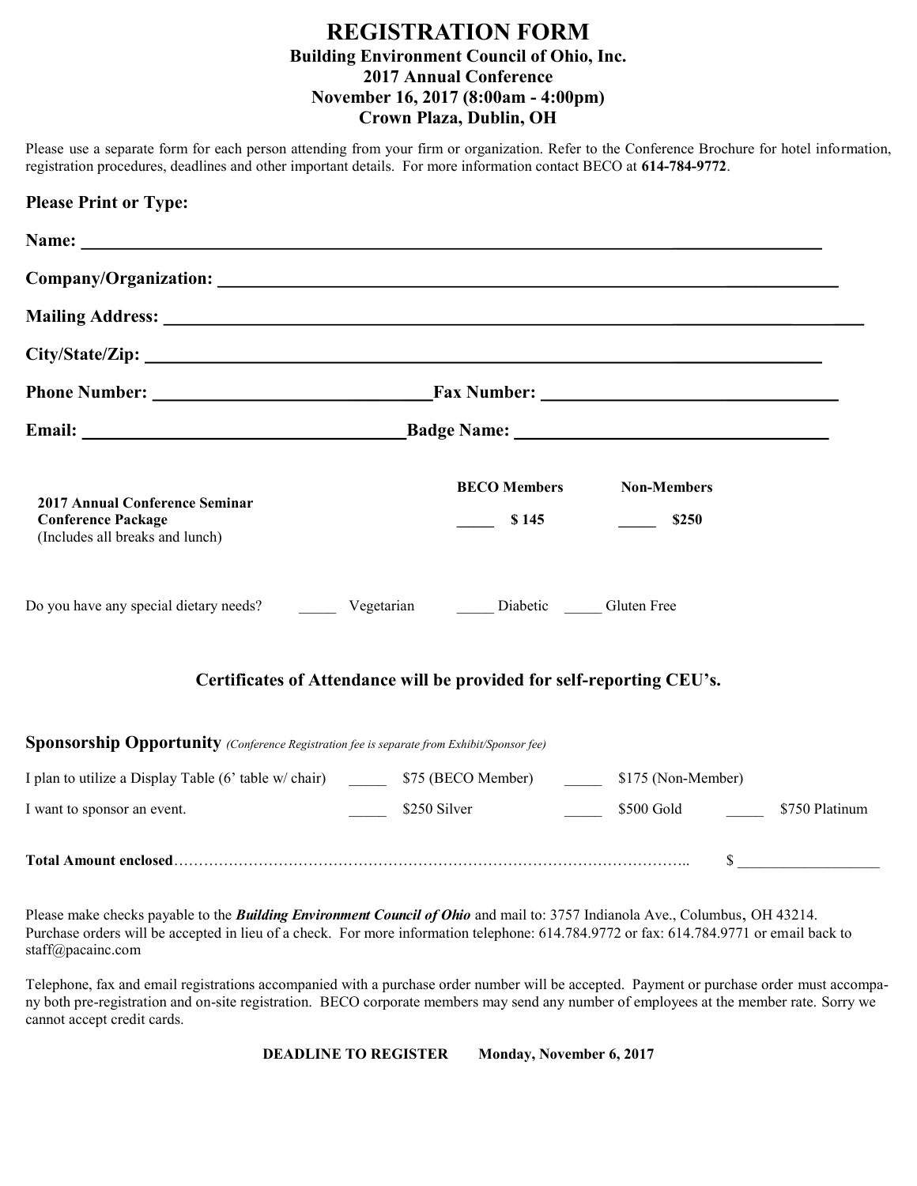# REGISTRATION FORM

**Building Environment Council of Ohio, Inc.**
**2017 Annual Conference**
**November 16, 2017 (8:00am - 4:00pm)**
**Crown Plaza, Dublin, OH**

Please use a separate form for each person attending from your firm or organization. Refer to the Conference Brochure for hotel information, registration procedures, deadlines and other important details. For more information contact BECO at **614-784-9772**.

**Please Print or Type:**

**Name:** ______________________________________________

**Company/Organization:** ______________________________________________

**Mailing Address:** ______________________________________________

**City/State/Zip:** ______________________________________________

**Phone Number:** ______________________ **Fax Number:** ______________________

**Email:** ______________________ **Badge Name:** ______________________

| | BECO Members | Non-Members |
|---|---|---|
| **2017 Annual Conference Seminar Conference Package** (Includes all breaks and lunch) | _____ **$ 145** | _____ **$250** |

Do you have any special dietary needs? _____ Vegetarian _____ Diabetic _____ Gluten Free

**Certificates of Attendance will be provided for self-reporting CEU's.**

**Sponsorship Opportunity** *(Conference Registration fee is separate from Exhibit/Sponsor fee)*

| | | | |
|---|---|---|---|
| I plan to utilize a Display Table (6' table w/ chair) | _____ $75 (BECO Member) | _____ $175 (Non-Member) | |
| I want to sponsor an event. | _____ $250 Silver | _____ $500 Gold | _____ $750 Platinum |

**Total Amount enclosed**………………………………………………………………………….. $ __________________

Please make checks payable to the ***Building Environment Council of Ohio*** and mail to: 3757 Indianola Ave., Columbus, OH 43214. Purchase orders will be accepted in lieu of a check. For more information telephone: 614.784.9772 or fax: 614.784.9771 or email back to staff@pacainc.com

Telephone, fax and email registrations accompanied with a purchase order number will be accepted. Payment or purchase order must accompany both pre-registration and on-site registration. BECO corporate members may send any number of employees at the member rate. Sorry we cannot accept credit cards.

**DEADLINE TO REGISTER Monday, November 6, 2017**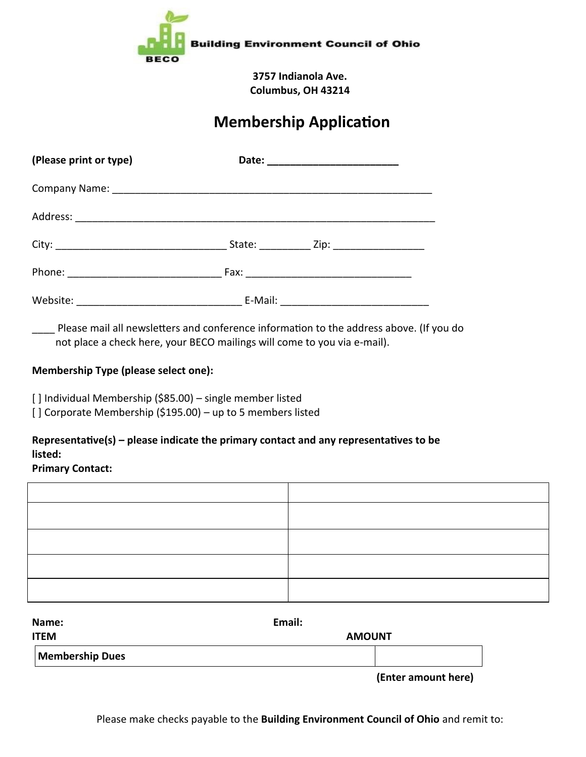Building Environment Council of Ohio

BECO

**3757 Indianola Ave.**
**Columbus, OH 43214**

# Membership Application

**(Please print or type)** **Date: _______________________**

Company Name: ___________________________________________________________

Address: _________________________________________________________________

City: _______________________________ State: _________ Zip: ________________

Phone: ____________________________ Fax: ______________________________

Website: ______________________________ E-Mail: ___________________________

____ Please mail all newsletters and conference information to the address above. (If you do not place a check here, your BECO mailings will come to you via e-mail).

**Membership Type (please select one):**

[ ] Individual Membership ($85.00) – single member listed
[ ] Corporate Membership ($195.00) – up to 5 members listed

**Representative(s) – please indicate the primary contact and any representatives to be listed:**
**Primary Contact:**

| | |
|---|---|
| | |
| | |
| | |
| | |
| | |

**Name:** **Email:**

| ITEM | AMOUNT |
|---|---|
| **Membership Dues** | |

**(Enter amount here)**

Please make checks payable to the **Building Environment Council of Ohio** and remit to: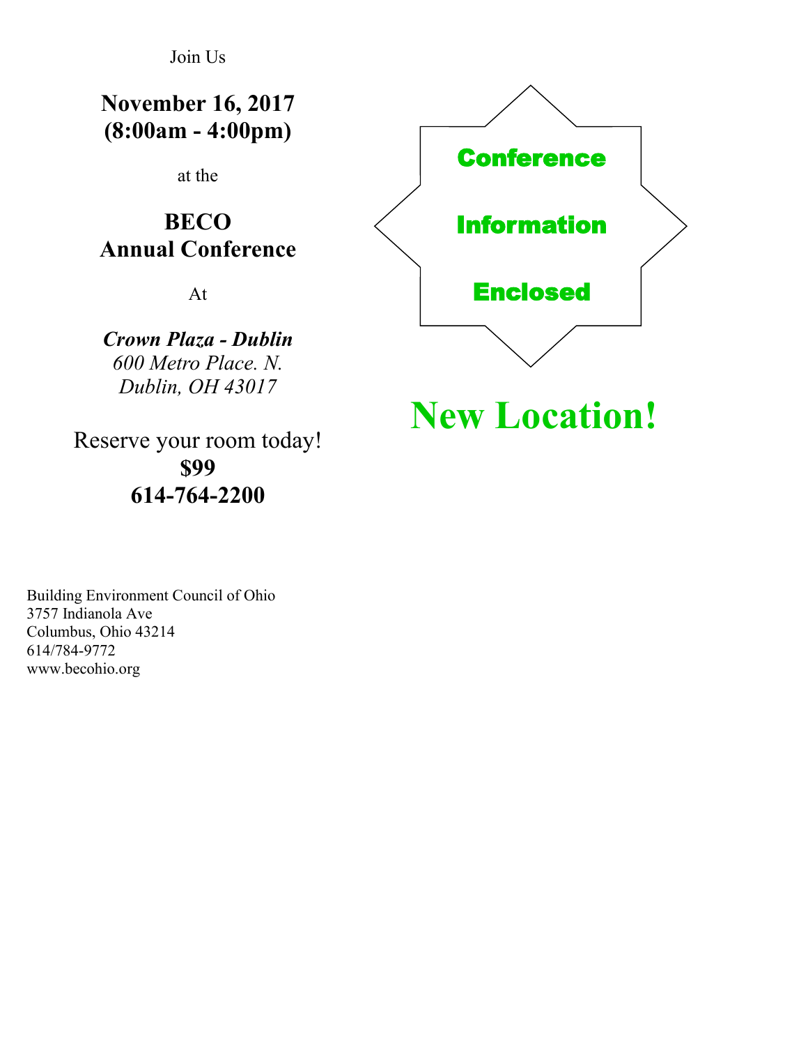Join Us

**November 16, 2017**
**(8:00am - 4:00pm)**

at the

**BECO**
**Annual Conference**

At

***Crown Plaza - Dublin***
*600 Metro Place. N.*
*Dublin, OH 43017*

Reserve your room today!
**$99**
**614-764-2200**

**Conference**

**Information**

**Enclosed**

# New Location!

Building Environment Council of Ohio
3757 Indianola Ave
Columbus, Ohio 43214
614/784-9772
www.becohio.org